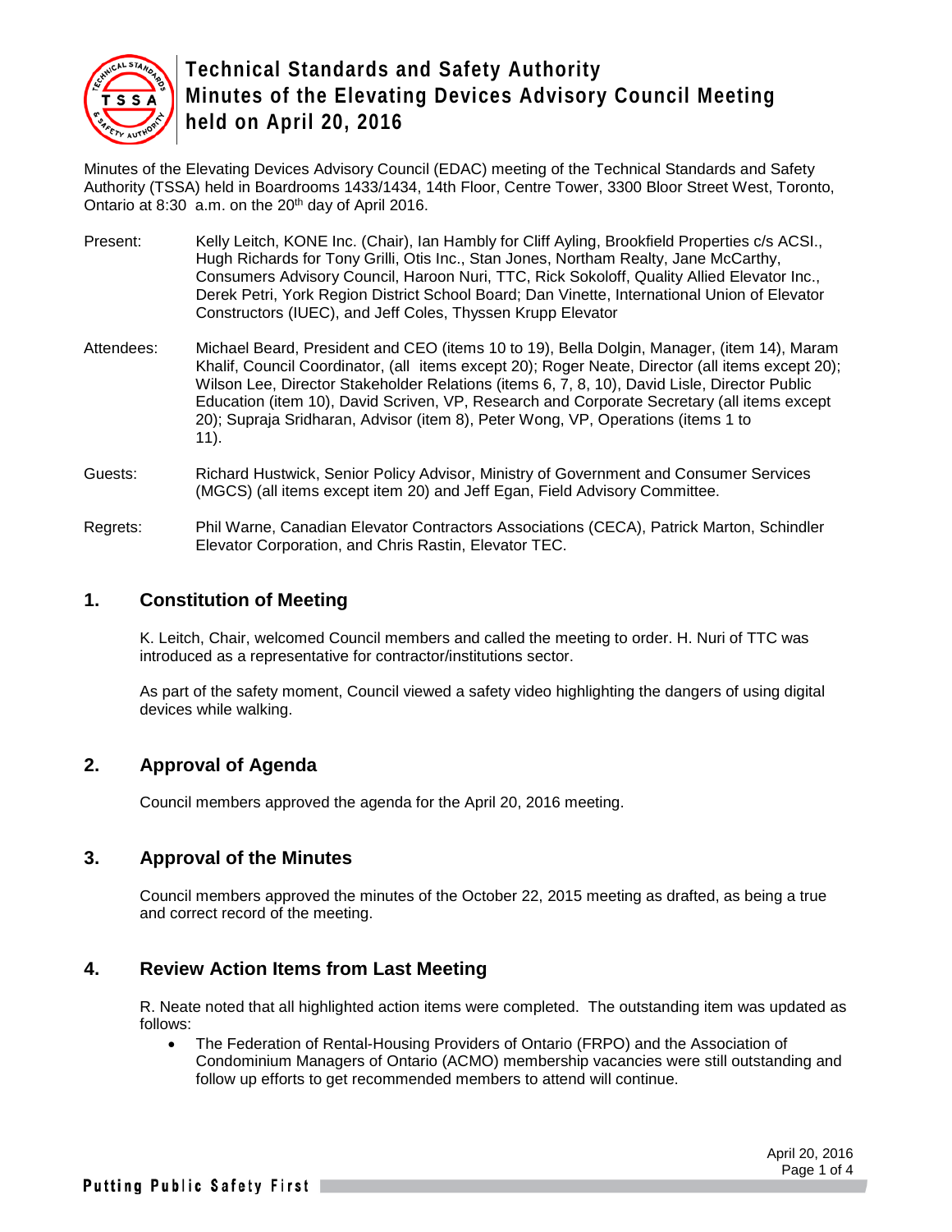# Technical Standards and Safety Authority
# Minutes of the Elevating Devices Advisory Council Meeting held on April 20, 2016

Minutes of the Elevating Devices Advisory Council (EDAC) meeting of the Technical Standards and Safety Authority (TSSA) held in Boardrooms 1433/1434, 14th Floor, Centre Tower, 3300 Bloor Street West, Toronto, Ontario at 8:30 a.m. on the 20th day of April 2016.

Present: Kelly Leitch, KONE Inc. (Chair), Ian Hambly for Cliff Ayling, Brookfield Properties c/s ACSI., Hugh Richards for Tony Grilli, Otis Inc., Stan Jones, Northam Realty, Jane McCarthy, Consumers Advisory Council, Haroon Nuri, TTC, Rick Sokoloff, Quality Allied Elevator Inc., Derek Petri, York Region District School Board; Dan Vinette, International Union of Elevator Constructors (IUEC), and Jeff Coles, Thyssen Krupp Elevator

Attendees: Michael Beard, President and CEO (items 10 to 19), Bella Dolgin, Manager, (item 14), Maram Khalif, Council Coordinator, (all items except 20); Roger Neate, Director (all items except 20); Wilson Lee, Director Stakeholder Relations (items 6, 7, 8, 10), David Lisle, Director Public Education (item 10), David Scriven, VP, Research and Corporate Secretary (all items except 20); Supraja Sridharan, Advisor (item 8), Peter Wong, VP, Operations (items 1 to 11).

Guests: Richard Hustwick, Senior Policy Advisor, Ministry of Government and Consumer Services (MGCS) (all items except item 20) and Jeff Egan, Field Advisory Committee.

Regrets: Phil Warne, Canadian Elevator Contractors Associations (CECA), Patrick Marton, Schindler Elevator Corporation, and Chris Rastin, Elevator TEC.

## 1. Constitution of Meeting

K. Leitch, Chair, welcomed Council members and called the meeting to order. H. Nuri of TTC was introduced as a representative for contractor/institutions sector.

As part of the safety moment, Council viewed a safety video highlighting the dangers of using digital devices while walking.

## 2. Approval of Agenda

Council members approved the agenda for the April 20, 2016 meeting.

## 3. Approval of the Minutes

Council members approved the minutes of the October 22, 2015 meeting as drafted, as being a true and correct record of the meeting.

## 4. Review Action Items from Last Meeting

R. Neate noted that all highlighted action items were completed. The outstanding item was updated as follows:

- The Federation of Rental-Housing Providers of Ontario (FRPO) and the Association of Condominium Managers of Ontario (ACMO) membership vacancies were still outstanding and follow up efforts to get recommended members to attend will continue.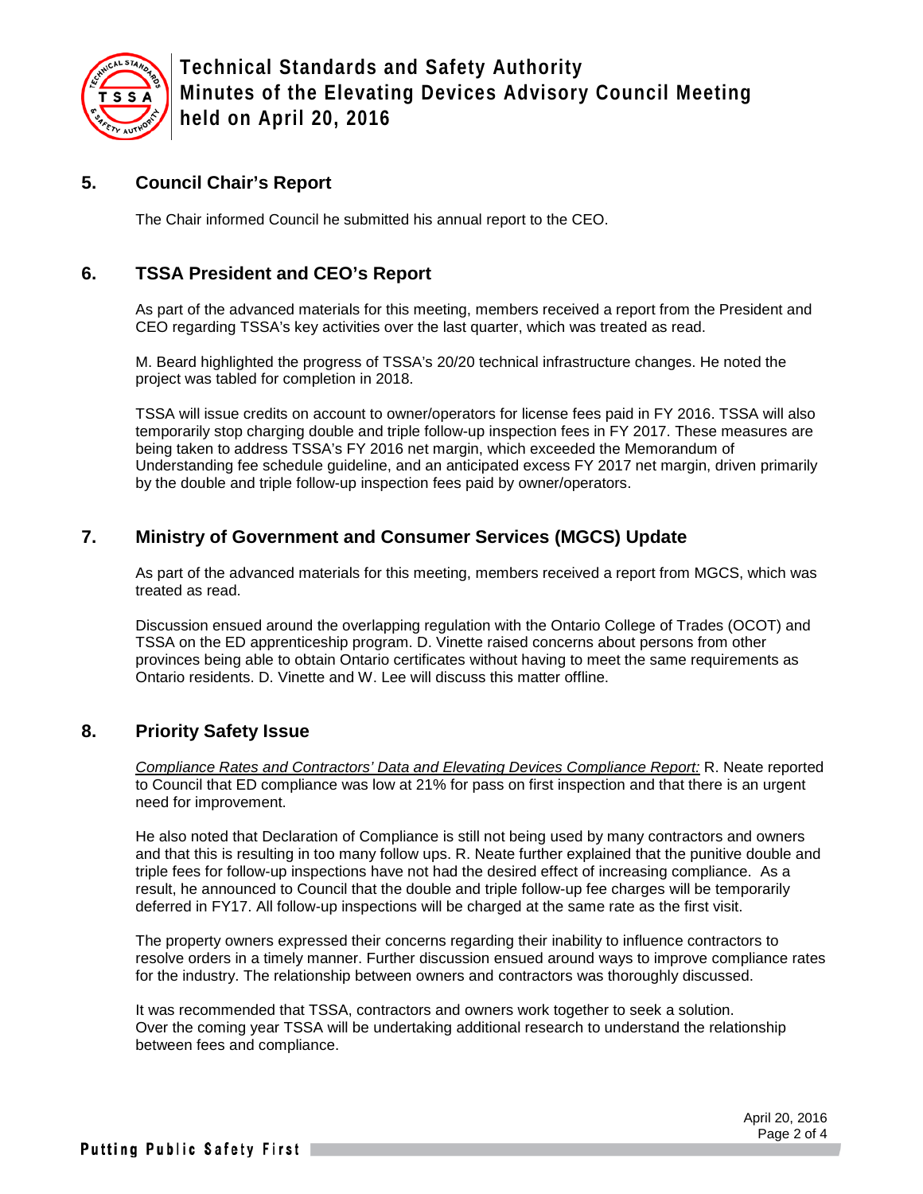## 5. Council Chair's Report

The Chair informed Council he submitted his annual report to the CEO.

## 6. TSSA President and CEO's Report

As part of the advanced materials for this meeting, members received a report from the President and CEO regarding TSSA's key activities over the last quarter, which was treated as read.

M. Beard highlighted the progress of TSSA's 20/20 technical infrastructure changes. He noted the project was tabled for completion in 2018.

TSSA will issue credits on account to owner/operators for license fees paid in FY 2016. TSSA will also temporarily stop charging double and triple follow-up inspection fees in FY 2017. These measures are being taken to address TSSA's FY 2016 net margin, which exceeded the Memorandum of Understanding fee schedule guideline, and an anticipated excess FY 2017 net margin, driven primarily by the double and triple follow-up inspection fees paid by owner/operators.

## 7. Ministry of Government and Consumer Services (MGCS) Update

As part of the advanced materials for this meeting, members received a report from MGCS, which was treated as read.

Discussion ensued around the overlapping regulation with the Ontario College of Trades (OCOT) and TSSA on the ED apprenticeship program. D. Vinette raised concerns about persons from other provinces being able to obtain Ontario certificates without having to meet the same requirements as Ontario residents. D. Vinette and W. Lee will discuss this matter offline.

## 8. Priority Safety Issue

*Compliance Rates and Contractors' Data and Elevating Devices Compliance Report:* R. Neate reported to Council that ED compliance was low at 21% for pass on first inspection and that there is an urgent need for improvement.

He also noted that Declaration of Compliance is still not being used by many contractors and owners and that this is resulting in too many follow ups. R. Neate further explained that the punitive double and triple fees for follow-up inspections have not had the desired effect of increasing compliance. As a result, he announced to Council that the double and triple follow-up fee charges will be temporarily deferred in FY17. All follow-up inspections will be charged at the same rate as the first visit.

The property owners expressed their concerns regarding their inability to influence contractors to resolve orders in a timely manner. Further discussion ensued around ways to improve compliance rates for the industry. The relationship between owners and contractors was thoroughly discussed.

It was recommended that TSSA, contractors and owners work together to seek a solution. Over the coming year TSSA will be undertaking additional research to understand the relationship between fees and compliance.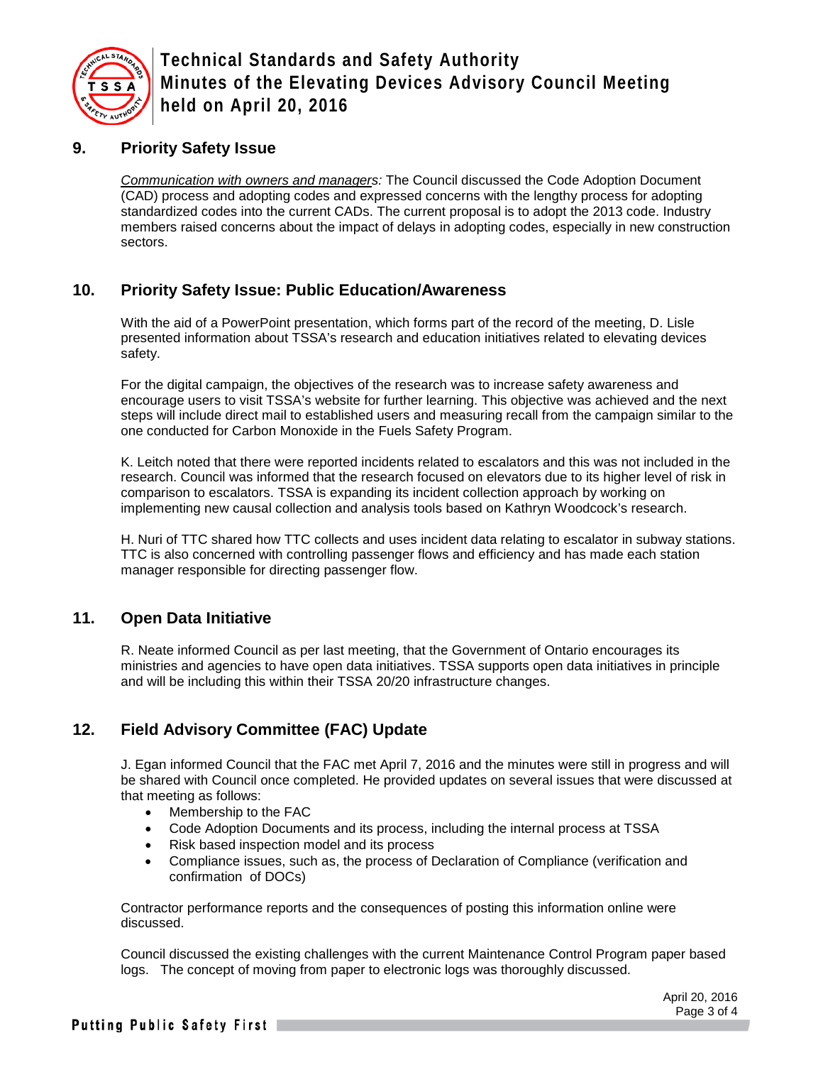## 9. Priority Safety Issue

*Communication with owners and managers:* The Council discussed the Code Adoption Document (CAD) process and adopting codes and expressed concerns with the lengthy process for adopting standardized codes into the current CADs. The current proposal is to adopt the 2013 code. Industry members raised concerns about the impact of delays in adopting codes, especially in new construction sectors.

## 10. Priority Safety Issue: Public Education/Awareness

With the aid of a PowerPoint presentation, which forms part of the record of the meeting, D. Lisle presented information about TSSA's research and education initiatives related to elevating devices safety.

For the digital campaign, the objectives of the research was to increase safety awareness and encourage users to visit TSSA's website for further learning. This objective was achieved and the next steps will include direct mail to established users and measuring recall from the campaign similar to the one conducted for Carbon Monoxide in the Fuels Safety Program.

K. Leitch noted that there were reported incidents related to escalators and this was not included in the research. Council was informed that the research focused on elevators due to its higher level of risk in comparison to escalators. TSSA is expanding its incident collection approach by working on implementing new causal collection and analysis tools based on Kathryn Woodcock's research.

H. Nuri of TTC shared how TTC collects and uses incident data relating to escalator in subway stations. TTC is also concerned with controlling passenger flows and efficiency and has made each station manager responsible for directing passenger flow.

## 11. Open Data Initiative

R. Neate informed Council as per last meeting, that the Government of Ontario encourages its ministries and agencies to have open data initiatives. TSSA supports open data initiatives in principle and will be including this within their TSSA 20/20 infrastructure changes.

## 12. Field Advisory Committee (FAC) Update

J. Egan informed Council that the FAC met April 7, 2016 and the minutes were still in progress and will be shared with Council once completed. He provided updates on several issues that were discussed at that meeting as follows:

- Membership to the FAC
- Code Adoption Documents and its process, including the internal process at TSSA
- Risk based inspection model and its process
- Compliance issues, such as, the process of Declaration of Compliance (verification and confirmation of DOCs)

Contractor performance reports and the consequences of posting this information online were discussed.

Council discussed the existing challenges with the current Maintenance Control Program paper based logs. The concept of moving from paper to electronic logs was thoroughly discussed.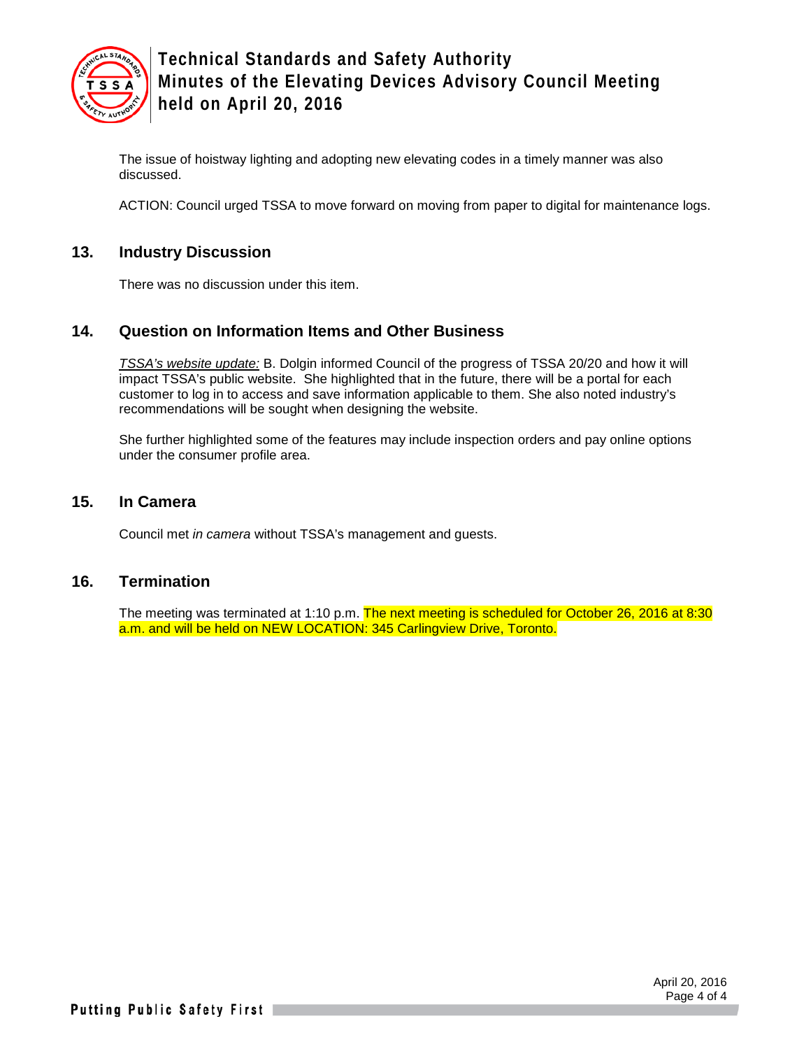The issue of hoistway lighting and adopting new elevating codes in a timely manner was also discussed.

ACTION: Council urged TSSA to move forward on moving from paper to digital for maintenance logs.

## 13. Industry Discussion

There was no discussion under this item.

## 14. Question on Information Items and Other Business

*TSSA's website update:* B. Dolgin informed Council of the progress of TSSA 20/20 and how it will impact TSSA's public website. She highlighted that in the future, there will be a portal for each customer to log in to access and save information applicable to them. She also noted industry's recommendations will be sought when designing the website.

She further highlighted some of the features may include inspection orders and pay online options under the consumer profile area.

## 15. In Camera

Council met *in camera* without TSSA's management and guests.

## 16. Termination

The meeting was terminated at 1:10 p.m. The next meeting is scheduled for October 26, 2016 at 8:30 a.m. and will be held on NEW LOCATION: 345 Carlingview Drive, Toronto.